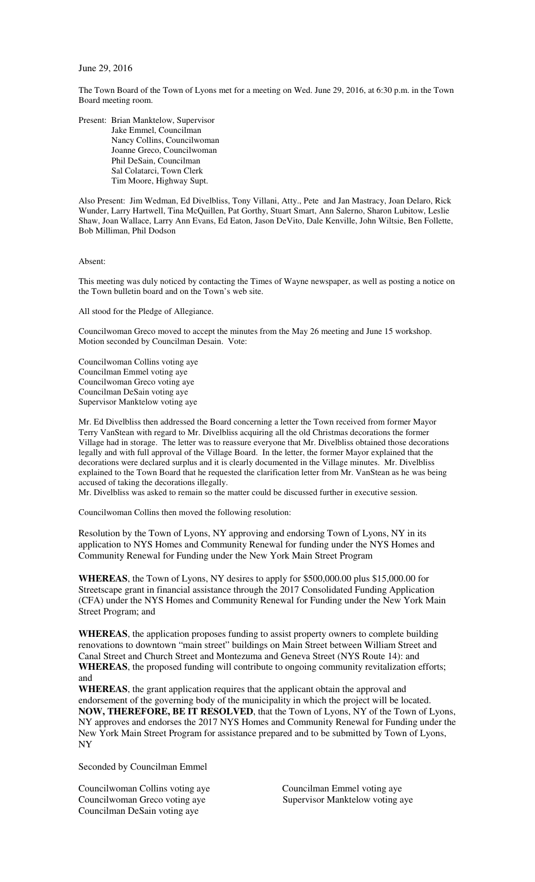June 29, 2016

The Town Board of the Town of Lyons met for a meeting on Wed. June 29, 2016, at 6:30 p.m. in the Town Board meeting room.

Present: Brian Manktelow, Supervisor
Jake Emmel, Councilman
Nancy Collins, Councilwoman
Joanne Greco, Councilwoman
Phil DeSain, Councilman
Sal Colatarci, Town Clerk
Tim Moore, Highway Supt.

Also Present: Jim Wedman, Ed Divelbliss, Tony Villani, Atty., Pete and Jan Mastracy, Joan Delaro, Rick Wunder, Larry Hartwell, Tina McQuillen, Pat Gorthy, Stuart Smart, Ann Salerno, Sharon Lubitow, Leslie Shaw, Joan Wallace, Larry Ann Evans, Ed Eaton, Jason DeVito, Dale Kenville, John Wiltsie, Ben Follette, Bob Milliman, Phil Dodson

Absent:

This meeting was duly noticed by contacting the Times of Wayne newspaper, as well as posting a notice on the Town bulletin board and on the Town's web site.

All stood for the Pledge of Allegiance.

Councilwoman Greco moved to accept the minutes from the May 26 meeting and June 15 workshop. Motion seconded by Councilman Desain. Vote:

Councilwoman Collins voting aye
Councilman Emmel voting aye
Councilwoman Greco voting aye
Councilman DeSain voting aye
Supervisor Manktelow voting aye

Mr. Ed Divelbliss then addressed the Board concerning a letter the Town received from former Mayor Terry VanStean with regard to Mr. Divelbliss acquiring all the old Christmas decorations the former Village had in storage. The letter was to reassure everyone that Mr. Divelbliss obtained those decorations legally and with full approval of the Village Board. In the letter, the former Mayor explained that the decorations were declared surplus and it is clearly documented in the Village minutes. Mr. Divelbliss explained to the Town Board that he requested the clarification letter from Mr. VanStean as he was being accused of taking the decorations illegally.
Mr. Divelbliss was asked to remain so the matter could be discussed further in executive session.

Councilwoman Collins then moved the following resolution:

Resolution by the Town of Lyons, NY approving and endorsing Town of Lyons, NY in its application to NYS Homes and Community Renewal for funding under the NYS Homes and Community Renewal for Funding under the New York Main Street Program

**WHEREAS**, the Town of Lyons, NY desires to apply for $500,000.00 plus $15,000.00 for Streetscape grant in financial assistance through the 2017 Consolidated Funding Application (CFA) under the NYS Homes and Community Renewal for Funding under the New York Main Street Program; and

**WHEREAS**, the application proposes funding to assist property owners to complete building renovations to downtown "main street" buildings on Main Street between William Street and Canal Street and Church Street and Montezuma and Geneva Street (NYS Route 14): and
**WHEREAS**, the proposed funding will contribute to ongoing community revitalization efforts; and
**WHEREAS**, the grant application requires that the applicant obtain the approval and endorsement of the governing body of the municipality in which the project will be located.
**NOW, THEREFORE, BE IT RESOLVED**, that the Town of Lyons, NY of the Town of Lyons, NY approves and endorses the 2017 NYS Homes and Community Renewal for Funding under the New York Main Street Program for assistance prepared and to be submitted by Town of Lyons, NY

Seconded by Councilman Emmel

Councilwoman Collins voting aye
Councilman Emmel voting aye
Councilwoman Greco voting aye
Supervisor Manktelow voting aye
Councilman DeSain voting aye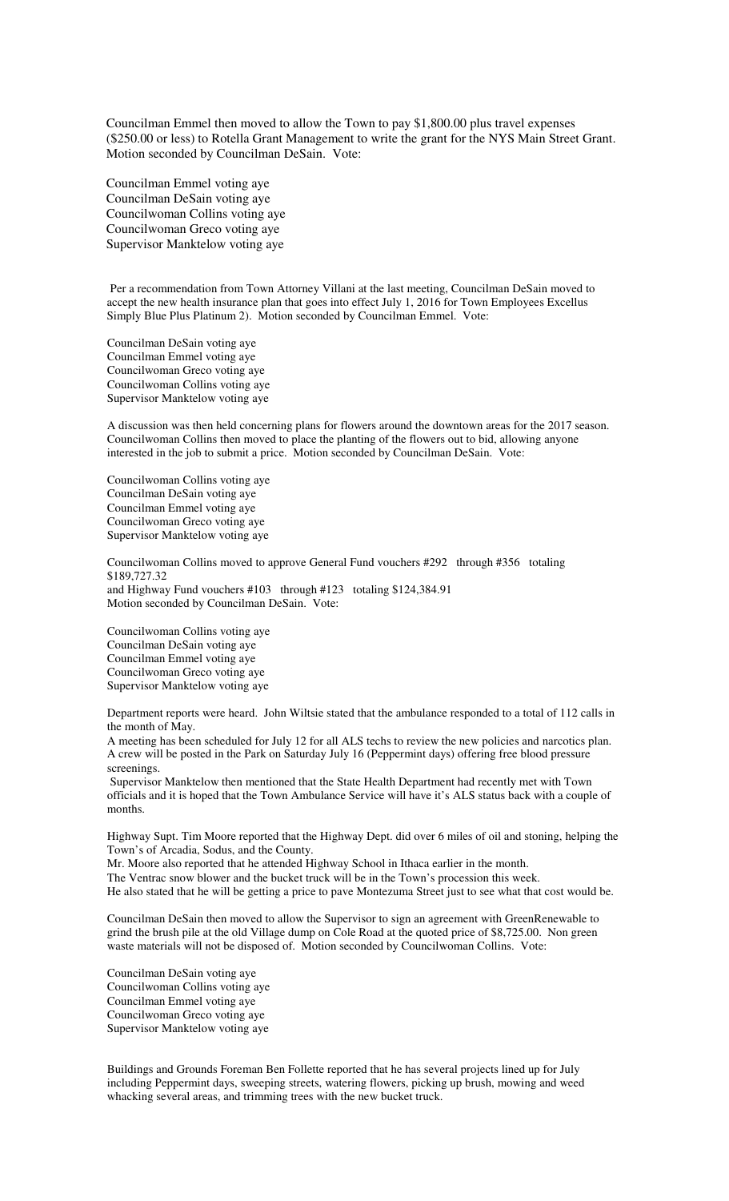Councilman Emmel then moved to allow the Town to pay $1,800.00 plus travel expenses ($250.00 or less) to Rotella Grant Management to write the grant for the NYS Main Street Grant. Motion seconded by Councilman DeSain. Vote:

Councilman Emmel voting aye
Councilman DeSain voting aye
Councilwoman Collins voting aye
Councilwoman Greco voting aye
Supervisor Manktelow voting aye

Per a recommendation from Town Attorney Villani at the last meeting, Councilman DeSain moved to accept the new health insurance plan that goes into effect July 1, 2016 for Town Employees Excellus Simply Blue Plus Platinum 2). Motion seconded by Councilman Emmel. Vote:

Councilman DeSain voting aye
Councilman Emmel voting aye
Councilwoman Greco voting aye
Councilwoman Collins voting aye
Supervisor Manktelow voting aye

A discussion was then held concerning plans for flowers around the downtown areas for the 2017 season. Councilwoman Collins then moved to place the planting of the flowers out to bid, allowing anyone interested in the job to submit a price. Motion seconded by Councilman DeSain. Vote:

Councilwoman Collins voting aye
Councilman DeSain voting aye
Councilman Emmel voting aye
Councilwoman Greco voting aye
Supervisor Manktelow voting aye

Councilwoman Collins moved to approve General Fund vouchers #292 through #356 totaling $189,727.32
and Highway Fund vouchers #103 through #123 totaling $124,384.91
Motion seconded by Councilman DeSain. Vote:

Councilwoman Collins voting aye
Councilman DeSain voting aye
Councilman Emmel voting aye
Councilwoman Greco voting aye
Supervisor Manktelow voting aye

Department reports were heard. John Wiltsie stated that the ambulance responded to a total of 112 calls in the month of May.
A meeting has been scheduled for July 12 for all ALS techs to review the new policies and narcotics plan.
A crew will be posted in the Park on Saturday July 16 (Peppermint days) offering free blood pressure screenings.
Supervisor Manktelow then mentioned that the State Health Department had recently met with Town officials and it is hoped that the Town Ambulance Service will have it's ALS status back with a couple of months.

Highway Supt. Tim Moore reported that the Highway Dept. did over 6 miles of oil and stoning, helping the Town's of Arcadia, Sodus, and the County.
Mr. Moore also reported that he attended Highway School in Ithaca earlier in the month.
The Ventrac snow blower and the bucket truck will be in the Town's procession this week.
He also stated that he will be getting a price to pave Montezuma Street just to see what that cost would be.

Councilman DeSain then moved to allow the Supervisor to sign an agreement with GreenRenewable to grind the brush pile at the old Village dump on Cole Road at the quoted price of $8,725.00. Non green waste materials will not be disposed of. Motion seconded by Councilwoman Collins. Vote:

Councilman DeSain voting aye
Councilwoman Collins voting aye
Councilman Emmel voting aye
Councilwoman Greco voting aye
Supervisor Manktelow voting aye

Buildings and Grounds Foreman Ben Follette reported that he has several projects lined up for July including Peppermint days, sweeping streets, watering flowers, picking up brush, mowing and weed whacking several areas, and trimming trees with the new bucket truck.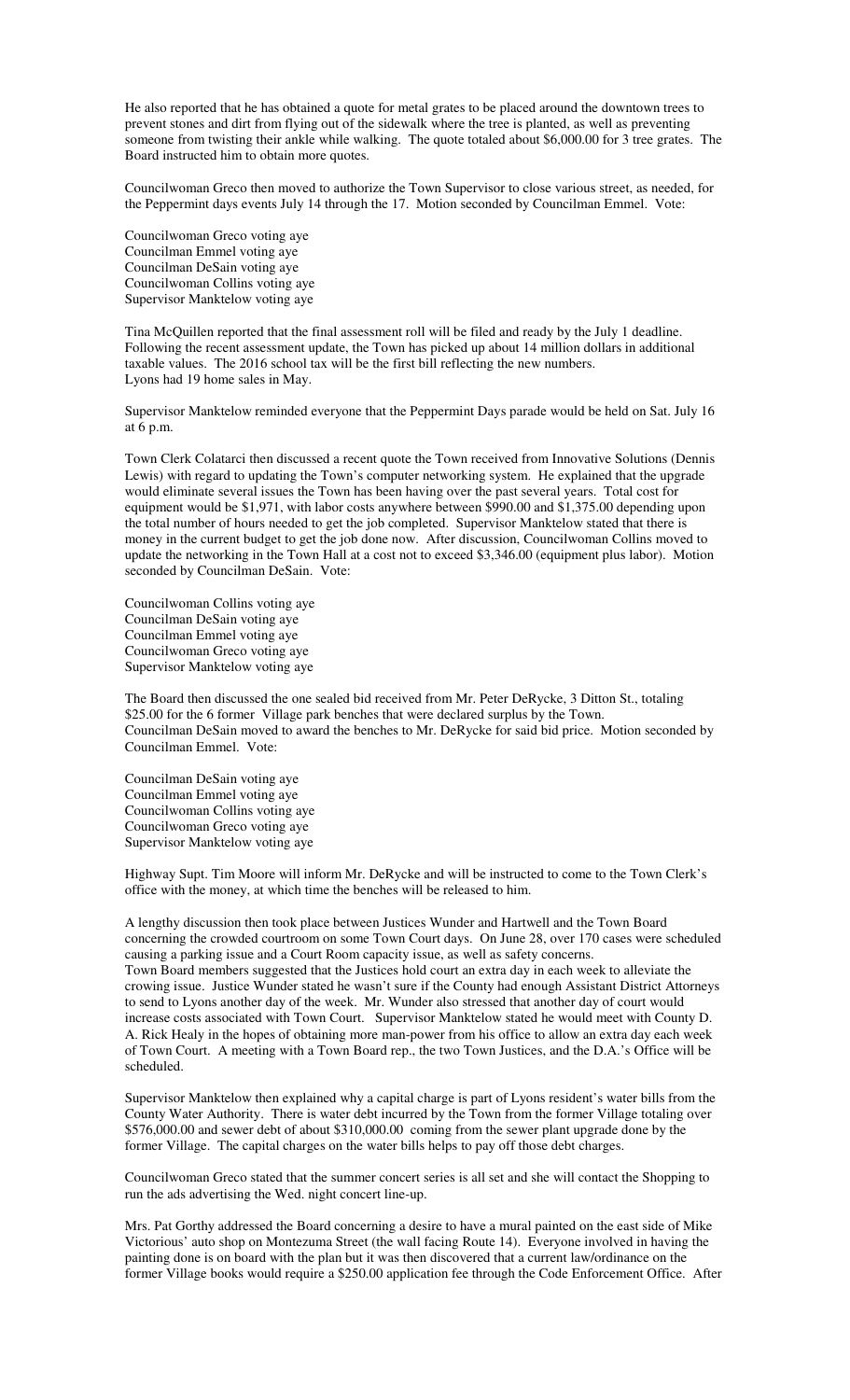He also reported that he has obtained a quote for metal grates to be placed around the downtown trees to prevent stones and dirt from flying out of the sidewalk where the tree is planted, as well as preventing someone from twisting their ankle while walking. The quote totaled about $6,000.00 for 3 tree grates. The Board instructed him to obtain more quotes.

Councilwoman Greco then moved to authorize the Town Supervisor to close various street, as needed, for the Peppermint days events July 14 through the 17. Motion seconded by Councilman Emmel. Vote:

Councilwoman Greco voting aye
Councilman Emmel voting aye
Councilman DeSain voting aye
Councilwoman Collins voting aye
Supervisor Manktelow voting aye

Tina McQuillen reported that the final assessment roll will be filed and ready by the July 1 deadline. Following the recent assessment update, the Town has picked up about 14 million dollars in additional taxable values. The 2016 school tax will be the first bill reflecting the new numbers.
Lyons had 19 home sales in May.

Supervisor Manktelow reminded everyone that the Peppermint Days parade would be held on Sat. July 16 at 6 p.m.

Town Clerk Colatarci then discussed a recent quote the Town received from Innovative Solutions (Dennis Lewis) with regard to updating the Town's computer networking system. He explained that the upgrade would eliminate several issues the Town has been having over the past several years. Total cost for equipment would be $1,971, with labor costs anywhere between $990.00 and $1,375.00 depending upon the total number of hours needed to get the job completed. Supervisor Manktelow stated that there is money in the current budget to get the job done now. After discussion, Councilwoman Collins moved to update the networking in the Town Hall at a cost not to exceed $3,346.00 (equipment plus labor). Motion seconded by Councilman DeSain. Vote:

Councilwoman Collins voting aye
Councilman DeSain voting aye
Councilman Emmel voting aye
Councilwoman Greco voting aye
Supervisor Manktelow voting aye

The Board then discussed the one sealed bid received from Mr. Peter DeRycke, 3 Ditton St., totaling $25.00 for the 6 former Village park benches that were declared surplus by the Town.
Councilman DeSain moved to award the benches to Mr. DeRycke for said bid price. Motion seconded by Councilman Emmel. Vote:

Councilman DeSain voting aye
Councilman Emmel voting aye
Councilwoman Collins voting aye
Councilwoman Greco voting aye
Supervisor Manktelow voting aye

Highway Supt. Tim Moore will inform Mr. DeRycke and will be instructed to come to the Town Clerk's office with the money, at which time the benches will be released to him.

A lengthy discussion then took place between Justices Wunder and Hartwell and the Town Board concerning the crowded courtroom on some Town Court days. On June 28, over 170 cases were scheduled causing a parking issue and a Court Room capacity issue, as well as safety concerns.
Town Board members suggested that the Justices hold court an extra day in each week to alleviate the crowing issue. Justice Wunder stated he wasn't sure if the County had enough Assistant District Attorneys to send to Lyons another day of the week. Mr. Wunder also stressed that another day of court would increase costs associated with Town Court. Supervisor Manktelow stated he would meet with County D. A. Rick Healy in the hopes of obtaining more man-power from his office to allow an extra day each week of Town Court. A meeting with a Town Board rep., the two Town Justices, and the D.A.'s Office will be scheduled.

Supervisor Manktelow then explained why a capital charge is part of Lyons resident's water bills from the County Water Authority. There is water debt incurred by the Town from the former Village totaling over $576,000.00 and sewer debt of about $310,000.00 coming from the sewer plant upgrade done by the former Village. The capital charges on the water bills helps to pay off those debt charges.

Councilwoman Greco stated that the summer concert series is all set and she will contact the Shopping to run the ads advertising the Wed. night concert line-up.

Mrs. Pat Gorthy addressed the Board concerning a desire to have a mural painted on the east side of Mike Victorious' auto shop on Montezuma Street (the wall facing Route 14). Everyone involved in having the painting done is on board with the plan but it was then discovered that a current law/ordinance on the former Village books would require a $250.00 application fee through the Code Enforcement Office. After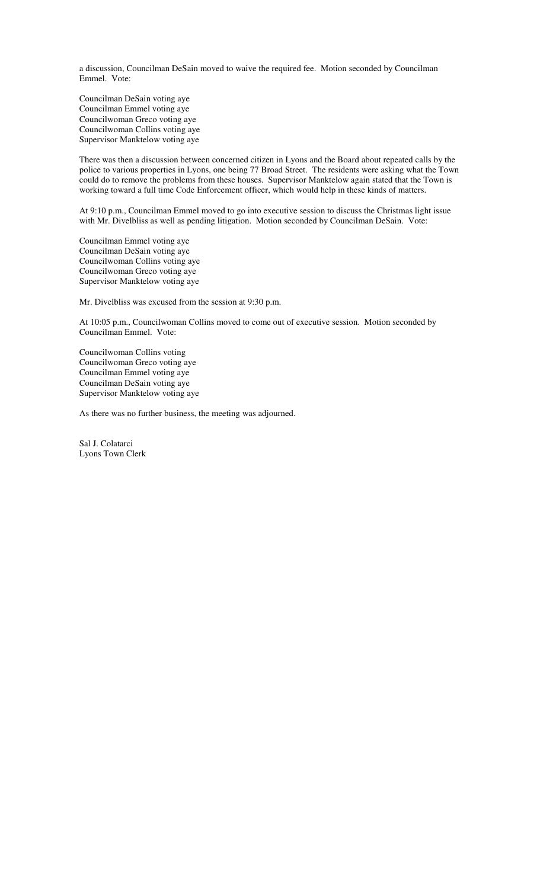a discussion, Councilman DeSain moved to waive the required fee. Motion seconded by Councilman Emmel. Vote:

Councilman DeSain voting aye
Councilman Emmel voting aye
Councilwoman Greco voting aye
Councilwoman Collins voting aye
Supervisor Manktelow voting aye

There was then a discussion between concerned citizen in Lyons and the Board about repeated calls by the police to various properties in Lyons, one being 77 Broad Street. The residents were asking what the Town could do to remove the problems from these houses. Supervisor Manktelow again stated that the Town is working toward a full time Code Enforcement officer, which would help in these kinds of matters.

At 9:10 p.m., Councilman Emmel moved to go into executive session to discuss the Christmas light issue with Mr. Divelbliss as well as pending litigation. Motion seconded by Councilman DeSain. Vote:

Councilman Emmel voting aye
Councilman DeSain voting aye
Councilwoman Collins voting aye
Councilwoman Greco voting aye
Supervisor Manktelow voting aye

Mr. Divelbliss was excused from the session at 9:30 p.m.

At 10:05 p.m., Councilwoman Collins moved to come out of executive session. Motion seconded by Councilman Emmel. Vote:

Councilwoman Collins voting
Councilwoman Greco voting aye
Councilman Emmel voting aye
Councilman DeSain voting aye
Supervisor Manktelow voting aye

As there was no further business, the meeting was adjourned.

Sal J. Colatarci
Lyons Town Clerk